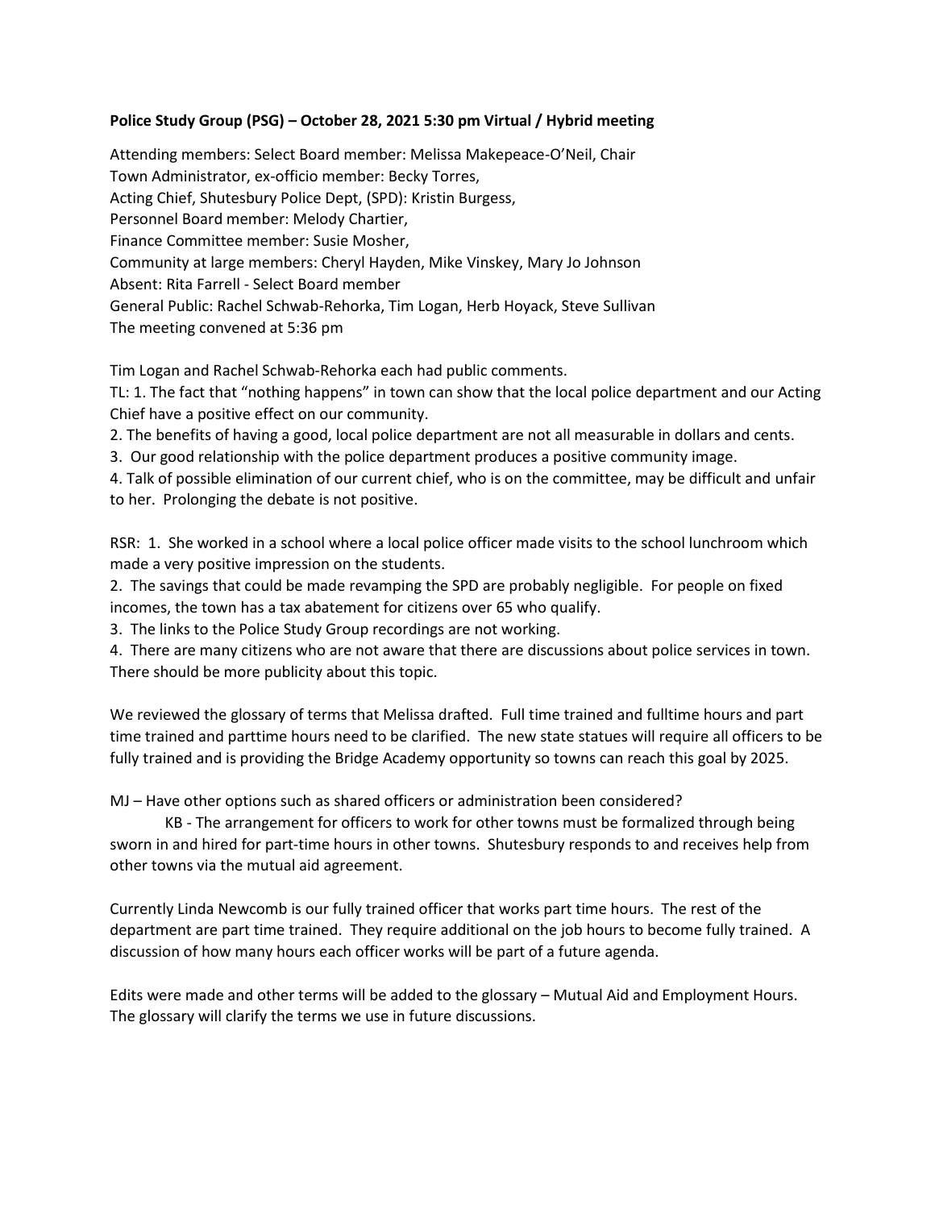**Police Study Group (PSG) – October 28, 2021 5:30 pm Virtual / Hybrid meeting**

Attending members: Select Board member: Melissa Makepeace-O'Neil, Chair
Town Administrator, ex-officio member: Becky Torres,
Acting Chief, Shutesbury Police Dept, (SPD): Kristin Burgess,
Personnel Board member: Melody Chartier,
Finance Committee member: Susie Mosher,
Community at large members: Cheryl Hayden, Mike Vinskey, Mary Jo Johnson
Absent: Rita Farrell - Select Board member
General Public: Rachel Schwab-Rehorka, Tim Logan, Herb Hoyack, Steve Sullivan
The meeting convened at 5:36 pm

Tim Logan and Rachel Schwab-Rehorka each had public comments.

TL: 1. The fact that "nothing happens" in town can show that the local police department and our Acting Chief have a positive effect on our community.
2. The benefits of having a good, local police department are not all measurable in dollars and cents.
3. Our good relationship with the police department produces a positive community image.
4. Talk of possible elimination of our current chief, who is on the committee, may be difficult and unfair to her. Prolonging the debate is not positive.

RSR: 1. She worked in a school where a local police officer made visits to the school lunchroom which made a very positive impression on the students.
2. The savings that could be made revamping the SPD are probably negligible. For people on fixed incomes, the town has a tax abatement for citizens over 65 who qualify.
3. The links to the Police Study Group recordings are not working.
4. There are many citizens who are not aware that there are discussions about police services in town. There should be more publicity about this topic.

We reviewed the glossary of terms that Melissa drafted. Full time trained and fulltime hours and part time trained and parttime hours need to be clarified. The new state statues will require all officers to be fully trained and is providing the Bridge Academy opportunity so towns can reach this goal by 2025.

MJ – Have other options such as shared officers or administration been considered?

KB - The arrangement for officers to work for other towns must be formalized through being sworn in and hired for part-time hours in other towns. Shutesbury responds to and receives help from other towns via the mutual aid agreement.

Currently Linda Newcomb is our fully trained officer that works part time hours. The rest of the department are part time trained. They require additional on the job hours to become fully trained. A discussion of how many hours each officer works will be part of a future agenda.

Edits were made and other terms will be added to the glossary – Mutual Aid and Employment Hours. The glossary will clarify the terms we use in future discussions.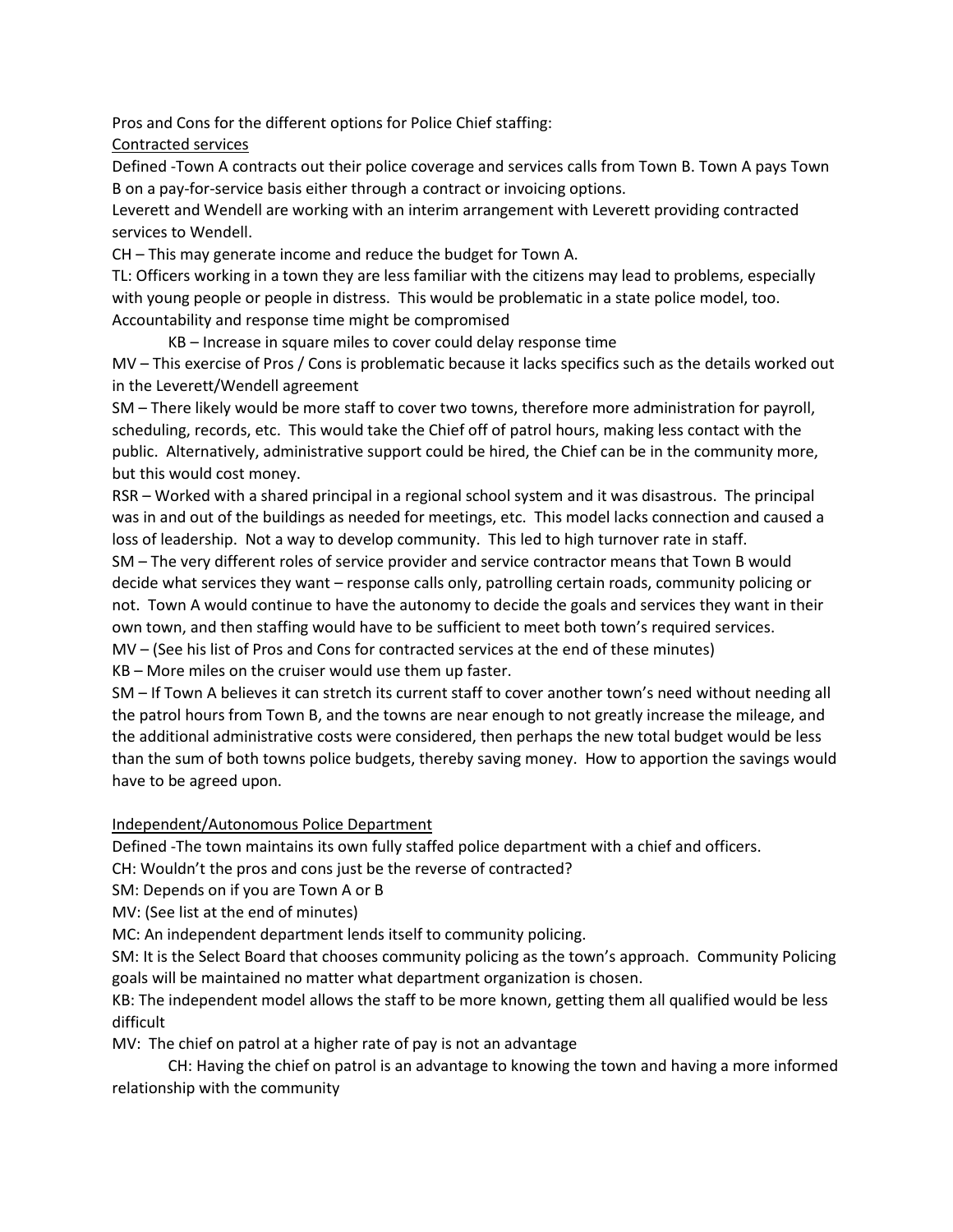Pros and Cons for the different options for Police Chief staffing:

<u>Contracted services</u>

Defined -Town A contracts out their police coverage and services calls from Town B. Town A pays Town B on a pay-for-service basis either through a contract or invoicing options.

Leverett and Wendell are working with an interim arrangement with Leverett providing contracted services to Wendell.

CH – This may generate income and reduce the budget for Town A.

TL: Officers working in a town they are less familiar with the citizens may lead to problems, especially with young people or people in distress. This would be problematic in a state police model, too. Accountability and response time might be compromised

KB – Increase in square miles to cover could delay response time

MV – This exercise of Pros / Cons is problematic because it lacks specifics such as the details worked out in the Leverett/Wendell agreement

SM – There likely would be more staff to cover two towns, therefore more administration for payroll, scheduling, records, etc. This would take the Chief off of patrol hours, making less contact with the public. Alternatively, administrative support could be hired, the Chief can be in the community more, but this would cost money.

RSR – Worked with a shared principal in a regional school system and it was disastrous. The principal was in and out of the buildings as needed for meetings, etc. This model lacks connection and caused a loss of leadership. Not a way to develop community. This led to high turnover rate in staff.

SM – The very different roles of service provider and service contractor means that Town B would decide what services they want – response calls only, patrolling certain roads, community policing or not. Town A would continue to have the autonomy to decide the goals and services they want in their own town, and then staffing would have to be sufficient to meet both town's required services.

MV – (See his list of Pros and Cons for contracted services at the end of these minutes)

KB – More miles on the cruiser would use them up faster.

SM – If Town A believes it can stretch its current staff to cover another town's need without needing all the patrol hours from Town B, and the towns are near enough to not greatly increase the mileage, and the additional administrative costs were considered, then perhaps the new total budget would be less than the sum of both towns police budgets, thereby saving money. How to apportion the savings would have to be agreed upon.

<u>Independent/Autonomous Police Department</u>

Defined -The town maintains its own fully staffed police department with a chief and officers.

CH: Wouldn't the pros and cons just be the reverse of contracted?

SM: Depends on if you are Town A or B

MV: (See list at the end of minutes)

MC: An independent department lends itself to community policing.

SM: It is the Select Board that chooses community policing as the town's approach. Community Policing goals will be maintained no matter what department organization is chosen.

KB: The independent model allows the staff to be more known, getting them all qualified would be less difficult

MV: The chief on patrol at a higher rate of pay is not an advantage

CH: Having the chief on patrol is an advantage to knowing the town and having a more informed relationship with the community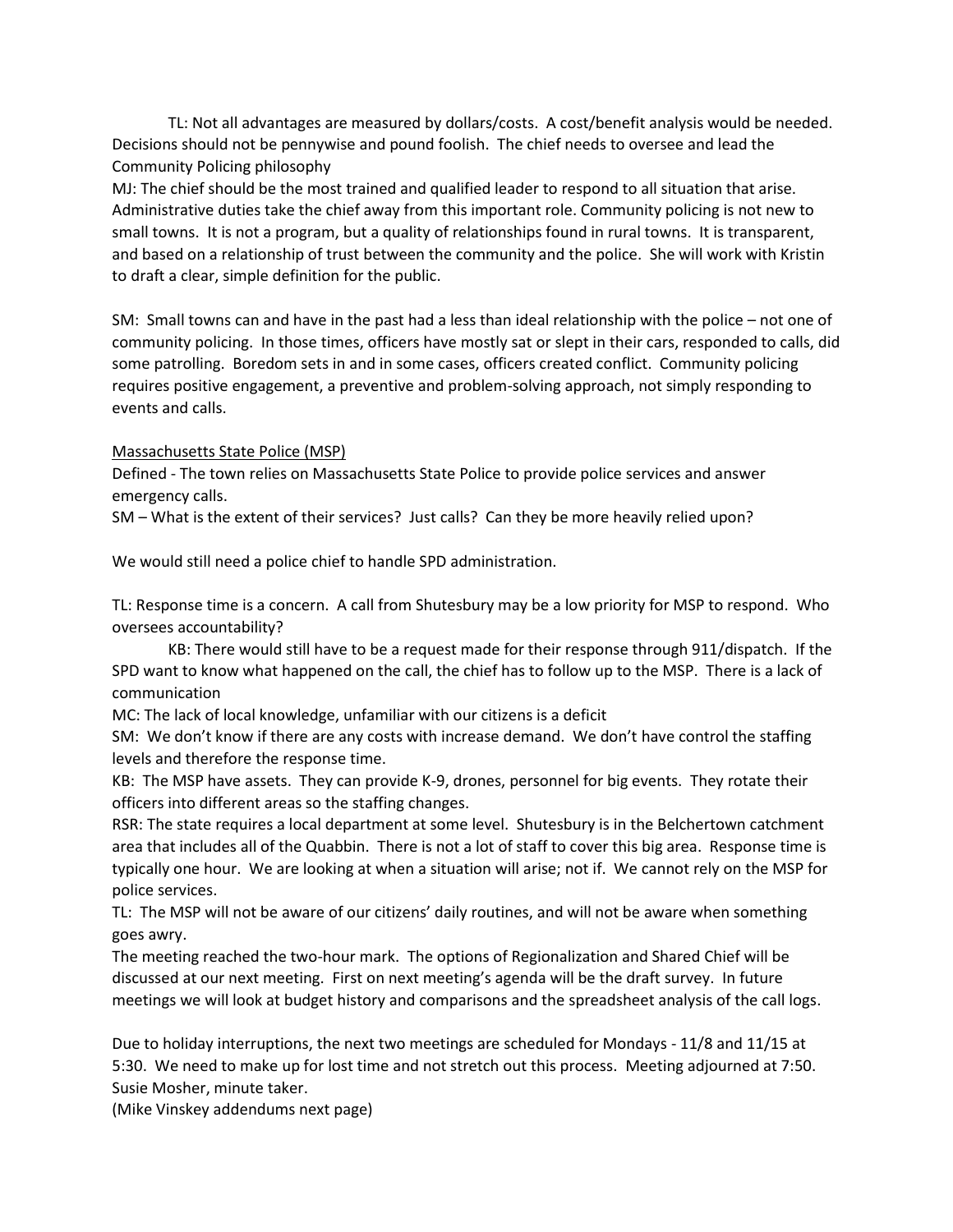TL: Not all advantages are measured by dollars/costs. A cost/benefit analysis would be needed. Decisions should not be pennywise and pound foolish. The chief needs to oversee and lead the Community Policing philosophy

MJ: The chief should be the most trained and qualified leader to respond to all situation that arise. Administrative duties take the chief away from this important role. Community policing is not new to small towns. It is not a program, but a quality of relationships found in rural towns. It is transparent, and based on a relationship of trust between the community and the police. She will work with Kristin to draft a clear, simple definition for the public.

SM: Small towns can and have in the past had a less than ideal relationship with the police – not one of community policing. In those times, officers have mostly sat or slept in their cars, responded to calls, did some patrolling. Boredom sets in and in some cases, officers created conflict. Community policing requires positive engagement, a preventive and problem-solving approach, not simply responding to events and calls.

<u>Massachusetts State Police (MSP)</u>

Defined - The town relies on Massachusetts State Police to provide police services and answer emergency calls.

SM – What is the extent of their services? Just calls? Can they be more heavily relied upon?

We would still need a police chief to handle SPD administration.

TL: Response time is a concern. A call from Shutesbury may be a low priority for MSP to respond. Who oversees accountability?

KB: There would still have to be a request made for their response through 911/dispatch. If the SPD want to know what happened on the call, the chief has to follow up to the MSP. There is a lack of communication

MC: The lack of local knowledge, unfamiliar with our citizens is a deficit

SM: We don't know if there are any costs with increase demand. We don't have control the staffing levels and therefore the response time.

KB: The MSP have assets. They can provide K-9, drones, personnel for big events. They rotate their officers into different areas so the staffing changes.

RSR: The state requires a local department at some level. Shutesbury is in the Belchertown catchment area that includes all of the Quabbin. There is not a lot of staff to cover this big area. Response time is typically one hour. We are looking at when a situation will arise; not if. We cannot rely on the MSP for police services.

TL: The MSP will not be aware of our citizens' daily routines, and will not be aware when something goes awry.

The meeting reached the two-hour mark. The options of Regionalization and Shared Chief will be discussed at our next meeting. First on next meeting's agenda will be the draft survey. In future meetings we will look at budget history and comparisons and the spreadsheet analysis of the call logs.

Due to holiday interruptions, the next two meetings are scheduled for Mondays - 11/8 and 11/15 at 5:30. We need to make up for lost time and not stretch out this process. Meeting adjourned at 7:50.
Susie Mosher, minute taker.
(Mike Vinskey addendums next page)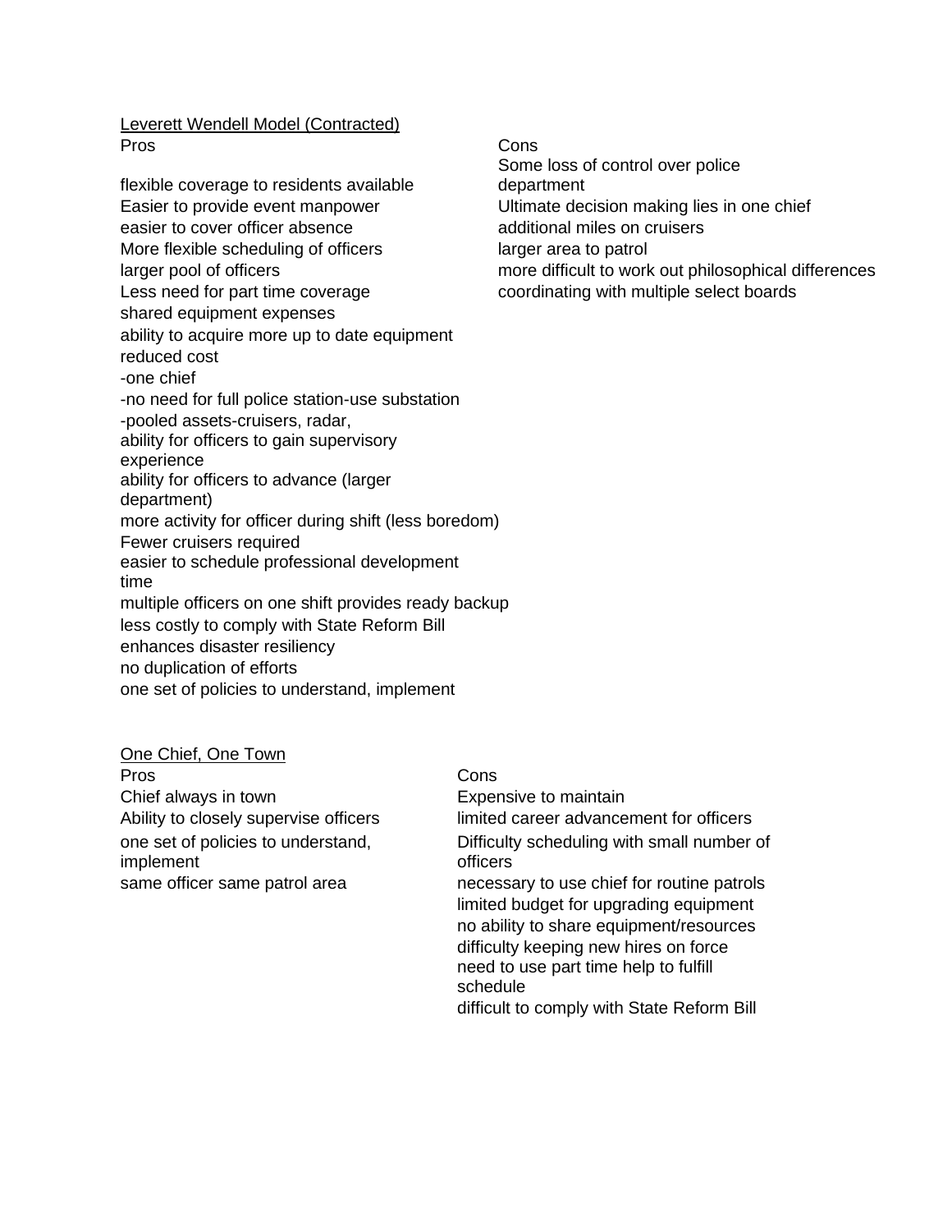Leverett Wendell Model (Contracted)

Pros

- flexible coverage to residents available
- Easier to provide event manpower
- easier to cover officer absence
- More flexible scheduling of officers
- larger pool of officers
- Less need for part time coverage
- shared equipment expenses
- ability to acquire more up to date equipment
- reduced cost
- -one chief
- -no need for full police station-use substation
- -pooled assets-cruisers, radar,
- ability for officers to gain supervisory experience
- ability for officers to advance (larger department)
- more activity for officer during shift (less boredom)
- Fewer cruisers required
- easier to schedule professional development time
- multiple officers on one shift provides ready backup
- less costly to comply with State Reform Bill
- enhances disaster resiliency
- no duplication of efforts
- one set of policies to understand, implement

Cons

- Some loss of control over police department
- Ultimate decision making lies in one chief
- additional miles on cruisers
- larger area to patrol
- more difficult to work out philosophical differences
- coordinating with multiple select boards

One Chief, One Town

Pros

- Chief always in town
- Ability to closely supervise officers
- one set of policies to understand, implement
- same officer same patrol area

Cons

- Expensive to maintain
- limited career advancement for officers
- Difficulty scheduling with small number of officers
- necessary to use chief for routine patrols
- limited budget for upgrading equipment
- no ability to share equipment/resources
- difficulty keeping new hires on force
- need to use part time help to fulfill schedule
- difficult to comply with State Reform Bill